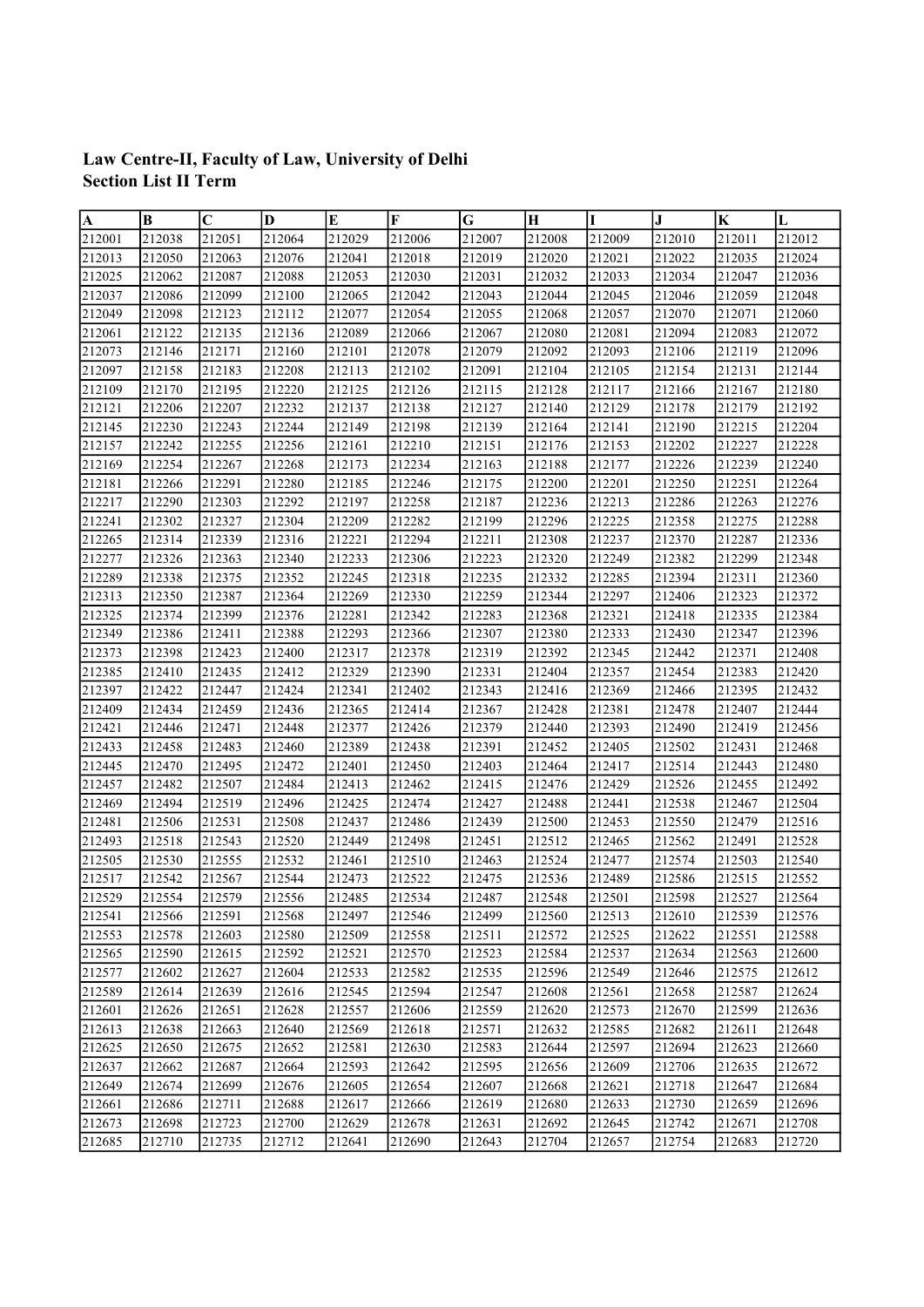**Law Centre-II, Faculty of Law, University of Delhi**
**Section List II Term**

| A | B | C | D | E | F | G | H | I | J | K | L |
|---|---|---|---|---|---|---|---|---|---|---|---|
| 212001 | 212038 | 212051 | 212064 | 212029 | 212006 | 212007 | 212008 | 212009 | 212010 | 212011 | 212012 |
| 212013 | 212050 | 212063 | 212076 | 212041 | 212018 | 212019 | 212020 | 212021 | 212022 | 212035 | 212024 |
| 212025 | 212062 | 212087 | 212088 | 212053 | 212030 | 212031 | 212032 | 212033 | 212034 | 212047 | 212036 |
| 212037 | 212086 | 212099 | 212100 | 212065 | 212042 | 212043 | 212044 | 212045 | 212046 | 212059 | 212048 |
| 212049 | 212098 | 212123 | 212112 | 212077 | 212054 | 212055 | 212068 | 212057 | 212070 | 212071 | 212060 |
| 212061 | 212122 | 212135 | 212136 | 212089 | 212066 | 212067 | 212080 | 212081 | 212094 | 212083 | 212072 |
| 212073 | 212146 | 212171 | 212160 | 212101 | 212078 | 212079 | 212092 | 212093 | 212106 | 212119 | 212096 |
| 212097 | 212158 | 212183 | 212208 | 212113 | 212102 | 212091 | 212104 | 212105 | 212154 | 212131 | 212144 |
| 212109 | 212170 | 212195 | 212220 | 212125 | 212126 | 212115 | 212128 | 212117 | 212166 | 212167 | 212180 |
| 212121 | 212206 | 212207 | 212232 | 212137 | 212138 | 212127 | 212140 | 212129 | 212178 | 212179 | 212192 |
| 212145 | 212230 | 212243 | 212244 | 212149 | 212198 | 212139 | 212164 | 212141 | 212190 | 212215 | 212204 |
| 212157 | 212242 | 212255 | 212256 | 212161 | 212210 | 212151 | 212176 | 212153 | 212202 | 212227 | 212228 |
| 212169 | 212254 | 212267 | 212268 | 212173 | 212234 | 212163 | 212188 | 212177 | 212226 | 212239 | 212240 |
| 212181 | 212266 | 212291 | 212280 | 212185 | 212246 | 212175 | 212200 | 212201 | 212250 | 212251 | 212264 |
| 212217 | 212290 | 212303 | 212292 | 212197 | 212258 | 212187 | 212236 | 212213 | 212286 | 212263 | 212276 |
| 212241 | 212302 | 212327 | 212304 | 212209 | 212282 | 212199 | 212296 | 212225 | 212358 | 212275 | 212288 |
| 212265 | 212314 | 212339 | 212316 | 212221 | 212294 | 212211 | 212308 | 212237 | 212370 | 212287 | 212336 |
| 212277 | 212326 | 212363 | 212340 | 212233 | 212306 | 212223 | 212320 | 212249 | 212382 | 212299 | 212348 |
| 212289 | 212338 | 212375 | 212352 | 212245 | 212318 | 212235 | 212332 | 212285 | 212394 | 212311 | 212360 |
| 212313 | 212350 | 212387 | 212364 | 212269 | 212330 | 212259 | 212344 | 212297 | 212406 | 212323 | 212372 |
| 212325 | 212374 | 212399 | 212376 | 212281 | 212342 | 212283 | 212368 | 212321 | 212418 | 212335 | 212384 |
| 212349 | 212386 | 212411 | 212388 | 212293 | 212366 | 212307 | 212380 | 212333 | 212430 | 212347 | 212396 |
| 212373 | 212398 | 212423 | 212400 | 212317 | 212378 | 212319 | 212392 | 212345 | 212442 | 212371 | 212408 |
| 212385 | 212410 | 212435 | 212412 | 212329 | 212390 | 212331 | 212404 | 212357 | 212454 | 212383 | 212420 |
| 212397 | 212422 | 212447 | 212424 | 212341 | 212402 | 212343 | 212416 | 212369 | 212466 | 212395 | 212432 |
| 212409 | 212434 | 212459 | 212436 | 212365 | 212414 | 212367 | 212428 | 212381 | 212478 | 212407 | 212444 |
| 212421 | 212446 | 212471 | 212448 | 212377 | 212426 | 212379 | 212440 | 212393 | 212490 | 212419 | 212456 |
| 212433 | 212458 | 212483 | 212460 | 212389 | 212438 | 212391 | 212452 | 212405 | 212502 | 212431 | 212468 |
| 212445 | 212470 | 212495 | 212472 | 212401 | 212450 | 212403 | 212464 | 212417 | 212514 | 212443 | 212480 |
| 212457 | 212482 | 212507 | 212484 | 212413 | 212462 | 212415 | 212476 | 212429 | 212526 | 212455 | 212492 |
| 212469 | 212494 | 212519 | 212496 | 212425 | 212474 | 212427 | 212488 | 212441 | 212538 | 212467 | 212504 |
| 212481 | 212506 | 212531 | 212508 | 212437 | 212486 | 212439 | 212500 | 212453 | 212550 | 212479 | 212516 |
| 212493 | 212518 | 212543 | 212520 | 212449 | 212498 | 212451 | 212512 | 212465 | 212562 | 212491 | 212528 |
| 212505 | 212530 | 212555 | 212532 | 212461 | 212510 | 212463 | 212524 | 212477 | 212574 | 212503 | 212540 |
| 212517 | 212542 | 212567 | 212544 | 212473 | 212522 | 212475 | 212536 | 212489 | 212586 | 212515 | 212552 |
| 212529 | 212554 | 212579 | 212556 | 212485 | 212534 | 212487 | 212548 | 212501 | 212598 | 212527 | 212564 |
| 212541 | 212566 | 212591 | 212568 | 212497 | 212546 | 212499 | 212560 | 212513 | 212610 | 212539 | 212576 |
| 212553 | 212578 | 212603 | 212580 | 212509 | 212558 | 212511 | 212572 | 212525 | 212622 | 212551 | 212588 |
| 212565 | 212590 | 212615 | 212592 | 212521 | 212570 | 212523 | 212584 | 212537 | 212634 | 212563 | 212600 |
| 212577 | 212602 | 212627 | 212604 | 212533 | 212582 | 212535 | 212596 | 212549 | 212646 | 212575 | 212612 |
| 212589 | 212614 | 212639 | 212616 | 212545 | 212594 | 212547 | 212608 | 212561 | 212658 | 212587 | 212624 |
| 212601 | 212626 | 212651 | 212628 | 212557 | 212606 | 212559 | 212620 | 212573 | 212670 | 212599 | 212636 |
| 212613 | 212638 | 212663 | 212640 | 212569 | 212618 | 212571 | 212632 | 212585 | 212682 | 212611 | 212648 |
| 212625 | 212650 | 212675 | 212652 | 212581 | 212630 | 212583 | 212644 | 212597 | 212694 | 212623 | 212660 |
| 212637 | 212662 | 212687 | 212664 | 212593 | 212642 | 212595 | 212656 | 212609 | 212706 | 212635 | 212672 |
| 212649 | 212674 | 212699 | 212676 | 212605 | 212654 | 212607 | 212668 | 212621 | 212718 | 212647 | 212684 |
| 212661 | 212686 | 212711 | 212688 | 212617 | 212666 | 212619 | 212680 | 212633 | 212730 | 212659 | 212696 |
| 212673 | 212698 | 212723 | 212700 | 212629 | 212678 | 212631 | 212692 | 212645 | 212742 | 212671 | 212708 |
| 212685 | 212710 | 212735 | 212712 | 212641 | 212690 | 212643 | 212704 | 212657 | 212754 | 212683 | 212720 |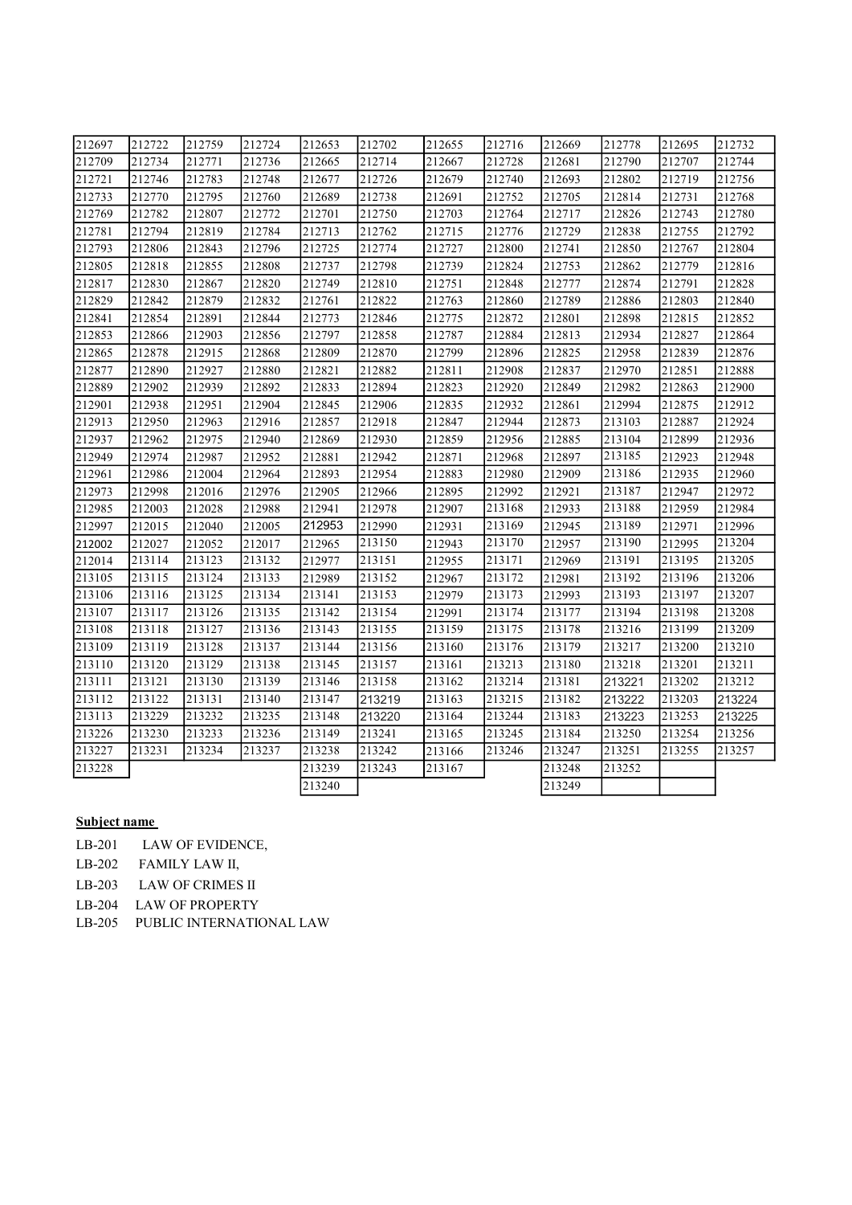| | | | | | | | | | | | |
|---|---|---|---|---|---|---|---|---|---|---|---|
| 212697 | 212722 | 212759 | 212724 | 212653 | 212702 | 212655 | 212716 | 212669 | 212778 | 212695 | 212732 |
| 212709 | 212734 | 212771 | 212736 | 212665 | 212714 | 212667 | 212728 | 212681 | 212790 | 212707 | 212744 |
| 212721 | 212746 | 212783 | 212748 | 212677 | 212726 | 212679 | 212740 | 212693 | 212802 | 212719 | 212756 |
| 212733 | 212770 | 212795 | 212760 | 212689 | 212738 | 212691 | 212752 | 212705 | 212814 | 212731 | 212768 |
| 212769 | 212782 | 212807 | 212772 | 212701 | 212750 | 212703 | 212764 | 212717 | 212826 | 212743 | 212780 |
| 212781 | 212794 | 212819 | 212784 | 212713 | 212762 | 212715 | 212776 | 212729 | 212838 | 212755 | 212792 |
| 212793 | 212806 | 212843 | 212796 | 212725 | 212774 | 212727 | 212800 | 212741 | 212850 | 212767 | 212804 |
| 212805 | 212818 | 212855 | 212808 | 212737 | 212798 | 212739 | 212824 | 212753 | 212862 | 212779 | 212816 |
| 212817 | 212830 | 212867 | 212820 | 212749 | 212810 | 212751 | 212848 | 212777 | 212874 | 212791 | 212828 |
| 212829 | 212842 | 212879 | 212832 | 212761 | 212822 | 212763 | 212860 | 212789 | 212886 | 212803 | 212840 |
| 212841 | 212854 | 212891 | 212844 | 212773 | 212846 | 212775 | 212872 | 212801 | 212898 | 212815 | 212852 |
| 212853 | 212866 | 212903 | 212856 | 212797 | 212858 | 212787 | 212884 | 212813 | 212934 | 212827 | 212864 |
| 212865 | 212878 | 212915 | 212868 | 212809 | 212870 | 212799 | 212896 | 212825 | 212958 | 212839 | 212876 |
| 212877 | 212890 | 212927 | 212880 | 212821 | 212882 | 212811 | 212908 | 212837 | 212970 | 212851 | 212888 |
| 212889 | 212902 | 212939 | 212892 | 212833 | 212894 | 212823 | 212920 | 212849 | 212982 | 212863 | 212900 |
| 212901 | 212938 | 212951 | 212904 | 212845 | 212906 | 212835 | 212932 | 212861 | 212994 | 212875 | 212912 |
| 212913 | 212950 | 212963 | 212916 | 212857 | 212918 | 212847 | 212944 | 212873 | 213103 | 212887 | 212924 |
| 212937 | 212962 | 212975 | 212940 | 212869 | 212930 | 212859 | 212956 | 212885 | 213104 | 212899 | 212936 |
| 212949 | 212974 | 212987 | 212952 | 212881 | 212942 | 212871 | 212968 | 212897 | 213185 | 212923 | 212948 |
| 212961 | 212986 | 212004 | 212964 | 212893 | 212954 | 212883 | 212980 | 212909 | 213186 | 212935 | 212960 |
| 212973 | 212998 | 212016 | 212976 | 212905 | 212966 | 212895 | 212992 | 212921 | 213187 | 212947 | 212972 |
| 212985 | 212003 | 212028 | 212988 | 212941 | 212978 | 212907 | 213168 | 212933 | 213188 | 212959 | 212984 |
| 212997 | 212015 | 212040 | 212005 | 212953 | 212990 | 212931 | 213169 | 212945 | 213189 | 212971 | 212996 |
| 212002 | 212027 | 212052 | 212017 | 212965 | 213150 | 212943 | 213170 | 212957 | 213190 | 212995 | 213204 |
| 212014 | 213114 | 213123 | 213132 | 212977 | 213151 | 212955 | 213171 | 212969 | 213191 | 213195 | 213205 |
| 213105 | 213115 | 213124 | 213133 | 212989 | 213152 | 212967 | 213172 | 212981 | 213192 | 213196 | 213206 |
| 213106 | 213116 | 213125 | 213134 | 213141 | 213153 | 212979 | 213173 | 212993 | 213193 | 213197 | 213207 |
| 213107 | 213117 | 213126 | 213135 | 213142 | 213154 | 212991 | 213174 | 213177 | 213194 | 213198 | 213208 |
| 213108 | 213118 | 213127 | 213136 | 213143 | 213155 | 213159 | 213175 | 213178 | 213216 | 213199 | 213209 |
| 213109 | 213119 | 213128 | 213137 | 213144 | 213156 | 213160 | 213176 | 213179 | 213217 | 213200 | 213210 |
| 213110 | 213120 | 213129 | 213138 | 213145 | 213157 | 213161 | 213213 | 213180 | 213218 | 213201 | 213211 |
| 213111 | 213121 | 213130 | 213139 | 213146 | 213158 | 213162 | 213214 | 213181 | 213221 | 213202 | 213212 |
| 213112 | 213122 | 213131 | 213140 | 213147 | 213219 | 213163 | 213215 | 213182 | 213222 | 213203 | 213224 |
| 213113 | 213229 | 213232 | 213235 | 213148 | 213220 | 213164 | 213244 | 213183 | 213223 | 213253 | 213225 |
| 213226 | 213230 | 213233 | 213236 | 213149 | 213241 | 213165 | 213245 | 213184 | 213250 | 213254 | 213256 |
| 213227 | 213231 | 213234 | 213237 | 213238 | 213242 | 213166 | 213246 | 213247 | 213251 | 213255 | 213257 |
| 213228 | | | | 213239 | 213243 | 213167 | | 213248 | 213252 | | |
| | | | | 213240 | | | | 213249 | | | |

**Subject name**

LB-201 LAW OF EVIDENCE,

LB-202 FAMILY LAW II,

LB-203 LAW OF CRIMES II

LB-204 LAW OF PROPERTY

LB-205 PUBLIC INTERNATIONAL LAW